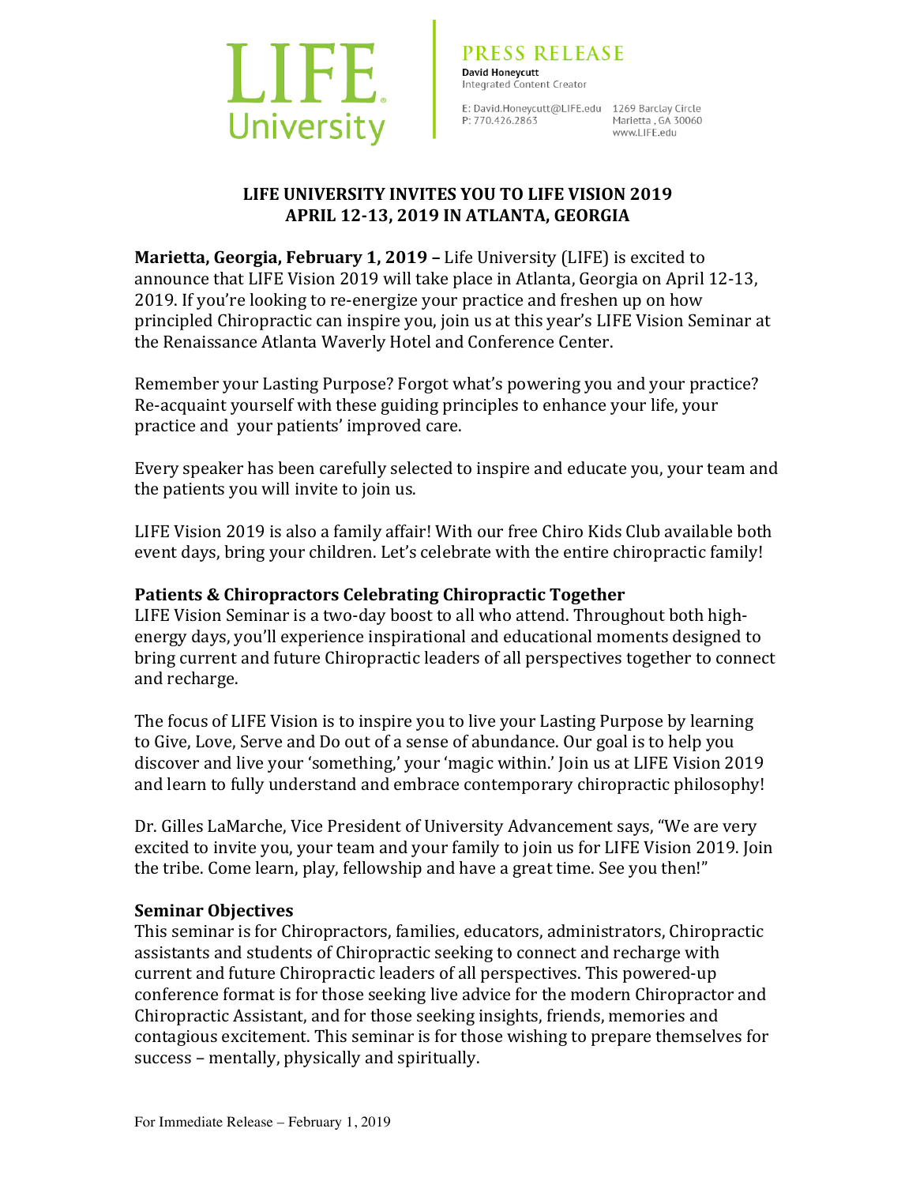LIFE University

**PRESS RELEASE**

**David Honeycutt**
Integrated Content Creator

E: David.Honeycutt@LIFE.edu
P: 770.426.2863

1269 Barclay Circle
Marietta, GA 30060
www.LIFE.edu

# LIFE UNIVERSITY INVITES YOU TO LIFE VISION 2019
# APRIL 12-13, 2019 IN ATLANTA, GEORGIA

**Marietta, Georgia, February 1, 2019 –** Life University (LIFE) is excited to announce that LIFE Vision 2019 will take place in Atlanta, Georgia on April 12-13, 2019. If you're looking to re-energize your practice and freshen up on how principled Chiropractic can inspire you, join us at this year's LIFE Vision Seminar at the Renaissance Atlanta Waverly Hotel and Conference Center.

Remember your Lasting Purpose? Forgot what's powering you and your practice? Re-acquaint yourself with these guiding principles to enhance your life, your practice and your patients' improved care.

Every speaker has been carefully selected to inspire and educate you, your team and the patients you will invite to join us.

LIFE Vision 2019 is also a family affair! With our free Chiro Kids Club available both event days, bring your children. Let's celebrate with the entire chiropractic family!

## Patients & Chiropractors Celebrating Chiropractic Together

LIFE Vision Seminar is a two-day boost to all who attend. Throughout both high-energy days, you'll experience inspirational and educational moments designed to bring current and future Chiropractic leaders of all perspectives together to connect and recharge.

The focus of LIFE Vision is to inspire you to live your Lasting Purpose by learning to Give, Love, Serve and Do out of a sense of abundance. Our goal is to help you discover and live your 'something,' your 'magic within.' Join us at LIFE Vision 2019 and learn to fully understand and embrace contemporary chiropractic philosophy!

Dr. Gilles LaMarche, Vice President of University Advancement says, "We are very excited to invite you, your team and your family to join us for LIFE Vision 2019. Join the tribe. Come learn, play, fellowship and have a great time. See you then!"

## Seminar Objectives

This seminar is for Chiropractors, families, educators, administrators, Chiropractic assistants and students of Chiropractic seeking to connect and recharge with current and future Chiropractic leaders of all perspectives. This powered-up conference format is for those seeking live advice for the modern Chiropractor and Chiropractic Assistant, and for those seeking insights, friends, memories and contagious excitement. This seminar is for those wishing to prepare themselves for success – mentally, physically and spiritually.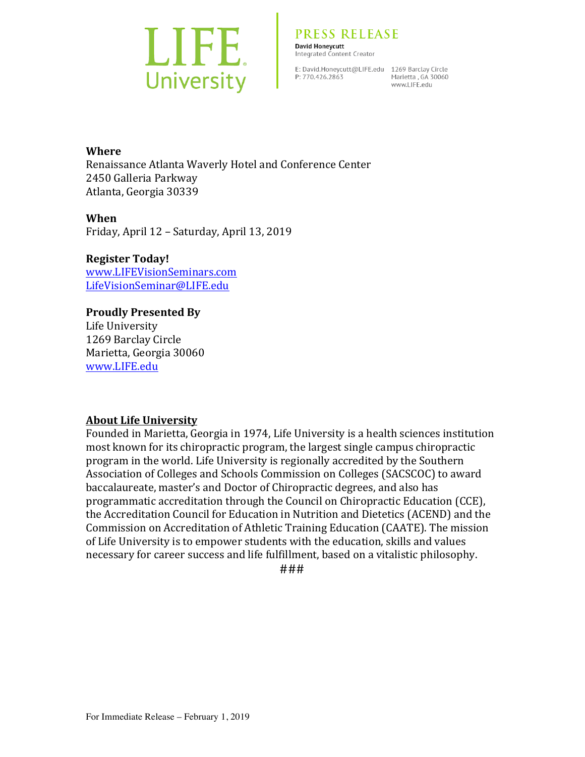**PRESS RELEASE**

**David Honeycutt**
Integrated Content Creator

E: David.Honeycutt@LIFE.edu
P: 770.426.2863

1269 Barclay Circle
Marietta , GA 30060
www.LIFE.edu

**Where**
Renaissance Atlanta Waverly Hotel and Conference Center
2450 Galleria Parkway
Atlanta, Georgia 30339

**When**
Friday, April 12 – Saturday, April 13, 2019

**Register Today!**
www.LIFEVisionSeminars.com
LifeVisionSeminar@LIFE.edu

**Proudly Presented By**
Life University
1269 Barclay Circle
Marietta, Georgia 30060
www.LIFE.edu

**About Life University**
Founded in Marietta, Georgia in 1974, Life University is a health sciences institution most known for its chiropractic program, the largest single campus chiropractic program in the world. Life University is regionally accredited by the Southern Association of Colleges and Schools Commission on Colleges (SACSCOC) to award baccalaureate, master's and Doctor of Chiropractic degrees, and also has programmatic accreditation through the Council on Chiropractic Education (CCE), the Accreditation Council for Education in Nutrition and Dietetics (ACEND) and the Commission on Accreditation of Athletic Training Education (CAATE). The mission of Life University is to empower students with the education, skills and values necessary for career success and life fulfillment, based on a vitalistic philosophy.

###

For Immediate Release – February 1, 2019